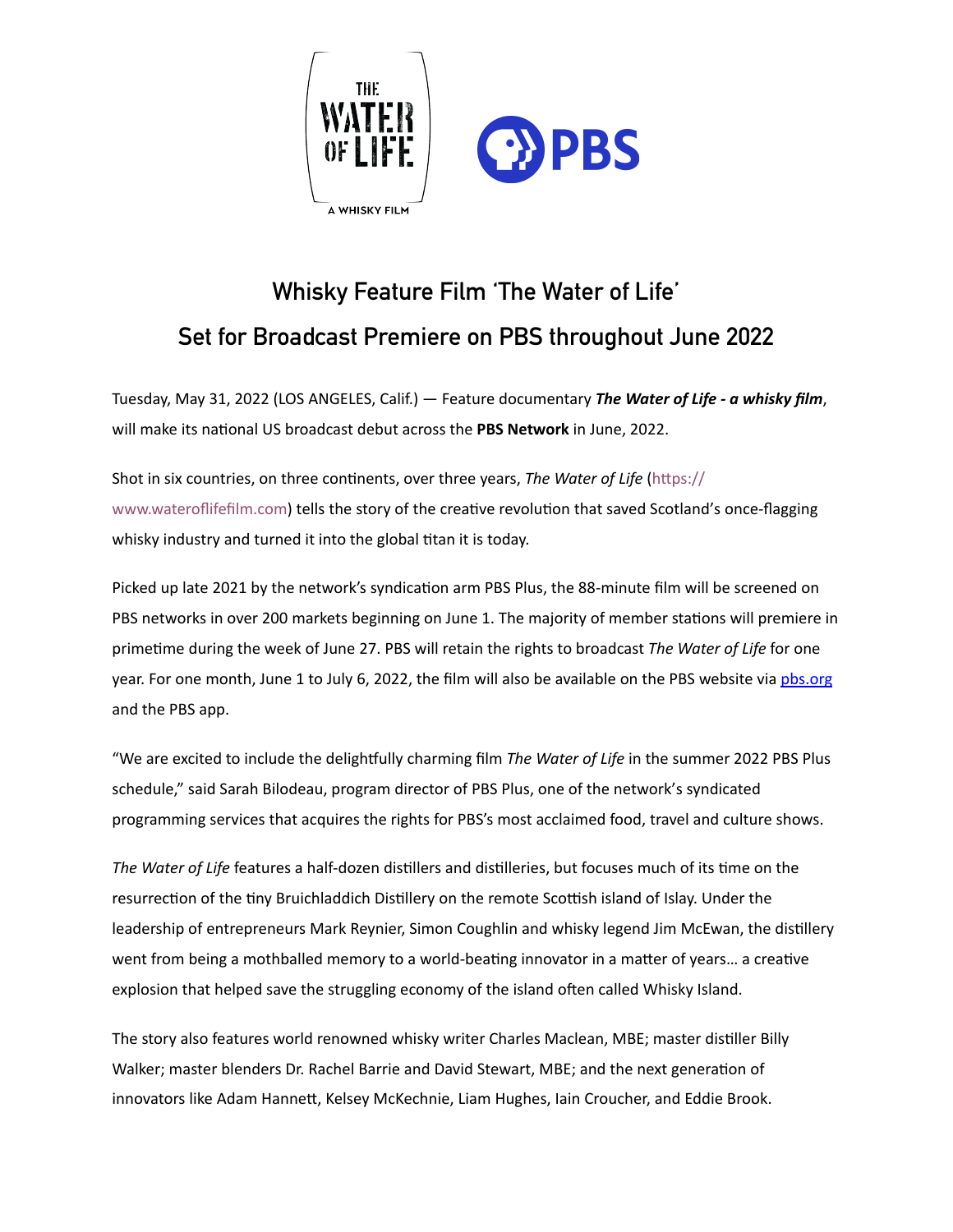# Whisky Feature Film 'The Water of Life' Set for Broadcast Premiere on PBS throughout June 2022

Tuesday, May 31, 2022 (LOS ANGELES, Calif.) — Feature documentary ***The Water of Life - a whisky film***, will make its national US broadcast debut across the **PBS Network** in June, 2022.

Shot in six countries, on three continents, over three years, *The Water of Life* (https://www.wateroflifefilm.com) tells the story of the creative revolution that saved Scotland's once-flagging whisky industry and turned it into the global titan it is today.

Picked up late 2021 by the network's syndication arm PBS Plus, the 88-minute film will be screened on PBS networks in over 200 markets beginning on June 1. The majority of member stations will premiere in primetime during the week of June 27. PBS will retain the rights to broadcast *The Water of Life* for one year. For one month, June 1 to July 6, 2022, the film will also be available on the PBS website via [pbs.org](pbs.org) and the PBS app.

"We are excited to include the delightfully charming film *The Water of Life* in the summer 2022 PBS Plus schedule," said Sarah Bilodeau, program director of PBS Plus, one of the network's syndicated programming services that acquires the rights for PBS's most acclaimed food, travel and culture shows.

*The Water of Life* features a half-dozen distillers and distilleries, but focuses much of its time on the resurrection of the tiny Bruichladdich Distillery on the remote Scottish island of Islay. Under the leadership of entrepreneurs Mark Reynier, Simon Coughlin and whisky legend Jim McEwan, the distillery went from being a mothballed memory to a world-beating innovator in a matter of years… a creative explosion that helped save the struggling economy of the island often called Whisky Island.

The story also features world renowned whisky writer Charles Maclean, MBE; master distiller Billy Walker; master blenders Dr. Rachel Barrie and David Stewart, MBE; and the next generation of innovators like Adam Hannett, Kelsey McKechnie, Liam Hughes, Iain Croucher, and Eddie Brook.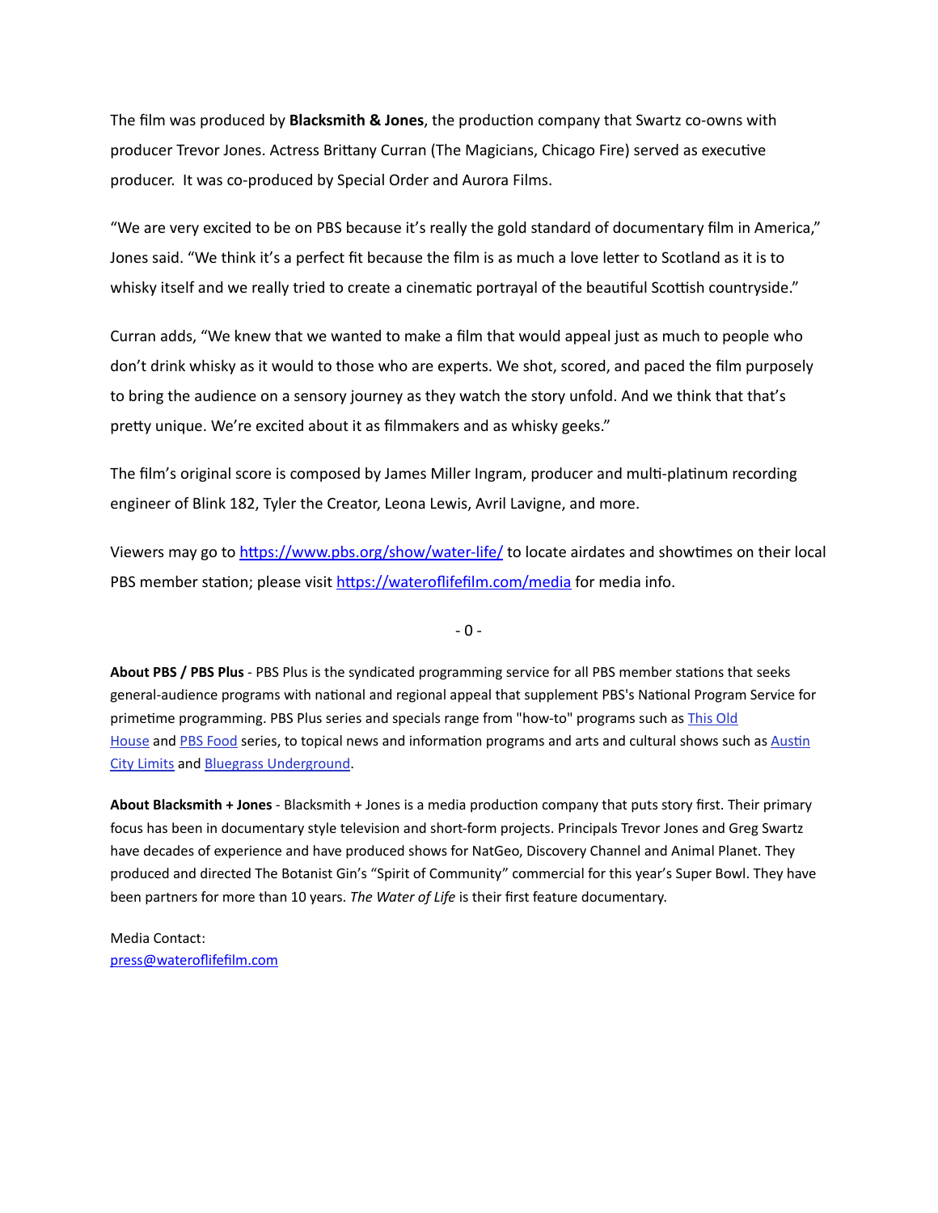The film was produced by **Blacksmith & Jones**, the production company that Swartz co-owns with producer Trevor Jones. Actress Brittany Curran (The Magicians, Chicago Fire) served as executive producer. It was co-produced by Special Order and Aurora Films.

“We are very excited to be on PBS because it’s really the gold standard of documentary film in America,” Jones said. “We think it’s a perfect fit because the film is as much a love letter to Scotland as it is to whisky itself and we really tried to create a cinematic portrayal of the beautiful Scottish countryside.”

Curran adds, “We knew that we wanted to make a film that would appeal just as much to people who don’t drink whisky as it would to those who are experts. We shot, scored, and paced the film purposely to bring the audience on a sensory journey as they watch the story unfold. And we think that that’s pretty unique. We’re excited about it as filmmakers and as whisky geeks.”

The film’s original score is composed by James Miller Ingram, producer and multi-platinum recording engineer of Blink 182, Tyler the Creator, Leona Lewis, Avril Lavigne, and more.

Viewers may go to [https://www.pbs.org/show/water-life/](https://www.pbs.org/show/water-life/) to locate airdates and showtimes on their local PBS member station; please visit [https://wateroflifefilm.com/media](https://wateroflifefilm.com/media) for media info.

- 0 -

**About PBS / PBS Plus** - PBS Plus is the syndicated programming service for all PBS member stations that seeks general-audience programs with national and regional appeal that supplement PBS's National Program Service for primetime programming. PBS Plus series and specials range from "how-to" programs such as This Old House and PBS Food series, to topical news and information programs and arts and cultural shows such as Austin City Limits and Bluegrass Underground.

**About Blacksmith + Jones** - Blacksmith + Jones is a media production company that puts story first. Their primary focus has been in documentary style television and short-form projects. Principals Trevor Jones and Greg Swartz have decades of experience and have produced shows for NatGeo, Discovery Channel and Animal Planet. They produced and directed The Botanist Gin’s “Spirit of Community” commercial for this year’s Super Bowl. They have been partners for more than 10 years. *The Water of Life* is their first feature documentary.

Media Contact:
press@wateroflifefilm.com